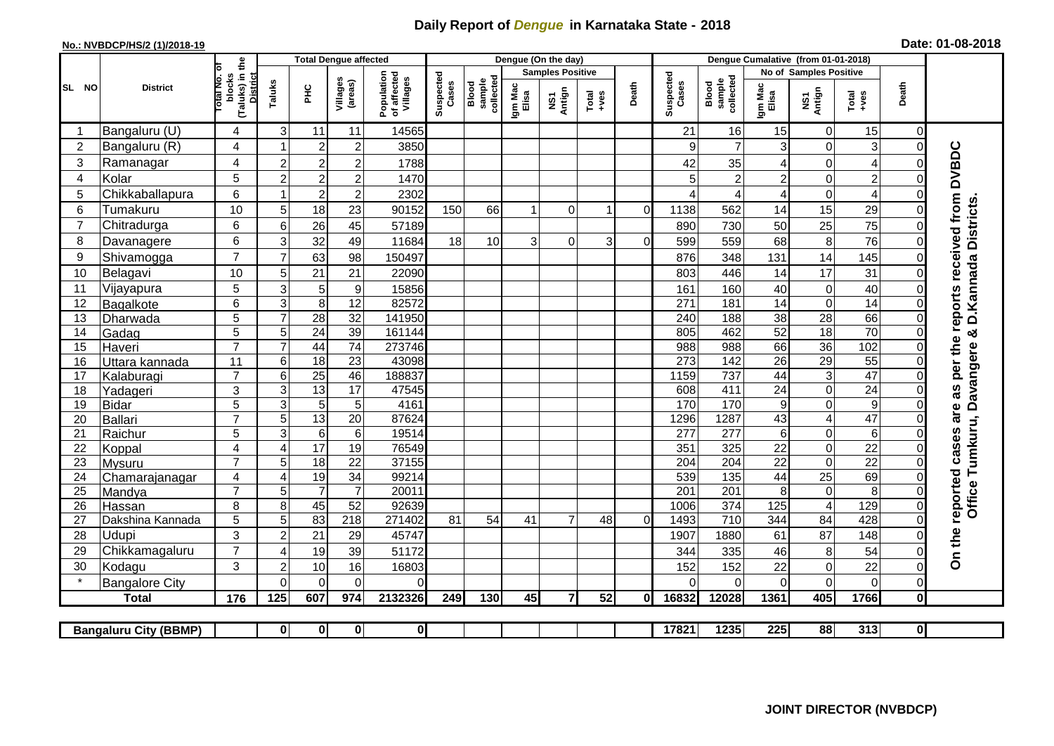# Daily Report of *Dengue* in Karnataka State - 2018

**No.: NVBDCP/HS/2 (1)/2018-19**

**Date: 01-08-2018**

| SL NO | District | Total No. of blocks (Taluks) in the District | Total Dengue affected | | | | Dengue (On the day) | | | | | | | Dengue Cumalative (from 01-01-2018) | | | | | | | |
|---|---|---|---|---|---|---|---|---|---|---|---|---|---|---|---|---|---|---|---|---|
| | | | Taluks | PHC | Villages (areas) | Population of affected Villages | Suspected Cases | Blood sample collected | Samples Positive | | | Death | Suspected Cases | Blood sample collected | No of Samples Positive | | | Death | |
| | | | | | | | | | Igm Mac Elisa | NS1 Antign | Total +ves | | | | Igm Mac Elisa | NS1 Antign | Total +ves | | |
| 1 | Bangaluru (U) | 4 | 3 | 11 | 11 | 14565 | | | | | | | 21 | 16 | 15 | 0 | 15 | 0 | On the reported cases are as per the reports received from DVBDC Office Tumkuru, Davangere & D.Kannada Districts. |
| 2 | Bangaluru (R) | 4 | 1 | 2 | 2 | 3850 | | | | | | | 9 | 7 | 3 | 0 | 3 | 0 | |
| 3 | Ramanagar | 4 | 2 | 2 | 2 | 1788 | | | | | | | 42 | 35 | 4 | 0 | 4 | 0 | |
| 4 | Kolar | 5 | 2 | 2 | 2 | 1470 | | | | | | | 5 | 2 | 2 | 0 | 2 | 0 | |
| 5 | Chikkaballapura | 6 | 1 | 2 | 2 | 2302 | | | | | | | 4 | 4 | 4 | 0 | 4 | 0 | |
| 6 | Tumakuru | 10 | 5 | 18 | 23 | 90152 | 150 | 66 | 1 | 0 | 1 | 0 | 1138 | 562 | 14 | 15 | 29 | 0 | |
| 7 | Chitradurga | 6 | 6 | 26 | 45 | 57189 | | | | | | | 890 | 730 | 50 | 25 | 75 | 0 | |
| 8 | Davanagere | 6 | 3 | 32 | 49 | 11684 | 18 | 10 | 3 | 0 | 3 | 0 | 599 | 559 | 68 | 8 | 76 | 0 | |
| 9 | Shivamogga | 7 | 7 | 63 | 98 | 150497 | | | | | | | 876 | 348 | 131 | 14 | 145 | 0 | |
| 10 | Belagavi | 10 | 5 | 21 | 21 | 22090 | | | | | | | 803 | 446 | 14 | 17 | 31 | 0 | |
| 11 | Vijayapura | 5 | 3 | 5 | 9 | 15856 | | | | | | | 161 | 160 | 40 | 0 | 40 | 0 | |
| 12 | Bagalkote | 6 | 3 | 8 | 12 | 82572 | | | | | | | 271 | 181 | 14 | 0 | 14 | 0 | |
| 13 | Dharwada | 5 | 7 | 28 | 32 | 141950 | | | | | | | 240 | 188 | 38 | 28 | 66 | 0 | |
| 14 | Gadag | 5 | 5 | 24 | 39 | 161144 | | | | | | | 805 | 462 | 52 | 18 | 70 | 0 | |
| 15 | Haveri | 7 | 7 | 44 | 74 | 273746 | | | | | | | 988 | 988 | 66 | 36 | 102 | 0 | |
| 16 | Uttara kannada | 11 | 6 | 18 | 23 | 43098 | | | | | | | 273 | 142 | 26 | 29 | 55 | 0 | |
| 17 | Kalaburagi | 7 | 6 | 25 | 46 | 188837 | | | | | | | 1159 | 737 | 44 | 3 | 47 | 0 | |
| 18 | Yadageri | 3 | 3 | 13 | 17 | 47545 | | | | | | | 608 | 411 | 24 | 0 | 24 | 0 | |
| 19 | Bidar | 5 | 3 | 5 | 5 | 4161 | | | | | | | 170 | 170 | 9 | 0 | 9 | 0 | |
| 20 | Ballari | 7 | 5 | 13 | 20 | 87624 | | | | | | | 1296 | 1287 | 43 | 4 | 47 | 0 | |
| 21 | Raichur | 5 | 3 | 6 | 6 | 19514 | | | | | | | 277 | 277 | 6 | 0 | 6 | 0 | |
| 22 | Koppal | 4 | 4 | 17 | 19 | 76549 | | | | | | | 351 | 325 | 22 | 0 | 22 | 0 | |
| 23 | Mysuru | 7 | 5 | 18 | 22 | 37155 | | | | | | | 204 | 204 | 22 | 0 | 22 | 0 | |
| 24 | Chamarajanagar | 4 | 4 | 19 | 34 | 99214 | | | | | | | 539 | 135 | 44 | 25 | 69 | 0 | |
| 25 | Mandya | 7 | 5 | 7 | 7 | 20011 | | | | | | | 201 | 201 | 8 | 0 | 8 | 0 | |
| 26 | Hassan | 8 | 8 | 45 | 52 | 92639 | | | | | | | 1006 | 374 | 125 | 4 | 129 | 0 | |
| 27 | Dakshina Kannada | 5 | 5 | 83 | 218 | 271402 | 81 | 54 | 41 | 7 | 48 | 0 | 1493 | 710 | 344 | 84 | 428 | 0 | |
| 28 | Udupi | 3 | 2 | 21 | 29 | 45747 | | | | | | | 1907 | 1880 | 61 | 87 | 148 | 0 | |
| 29 | Chikkamagaluru | 7 | 4 | 19 | 39 | 51172 | | | | | | | 344 | 335 | 46 | 8 | 54 | 0 | |
| 30 | Kodagu | 3 | 2 | 10 | 16 | 16803 | | | | | | | 152 | 152 | 22 | 0 | 22 | 0 | |
| * | Bangalore City | | 0 | 0 | 0 | 0 | | | | | | | 0 | 0 | 0 | 0 | 0 | 0 | |
| | **Total** | **176** | **125** | **607** | **974** | **2132326** | **249** | **130** | **45** | **7** | **52** | **0** | **16832** | **12028** | **1361** | **405** | **1766** | **0** | |

| | Bangaluru City (BBMP) | | 0 | 0 | 0 | 0 | | | | | | | 17821 | 1235 | 225 | 88 | 313 | 0 |
|---|---|---|---|---|---|---|---|---|---|---|---|---|---|---|---|---|---|---|

**JOINT DIRECTOR (NVBDCP)**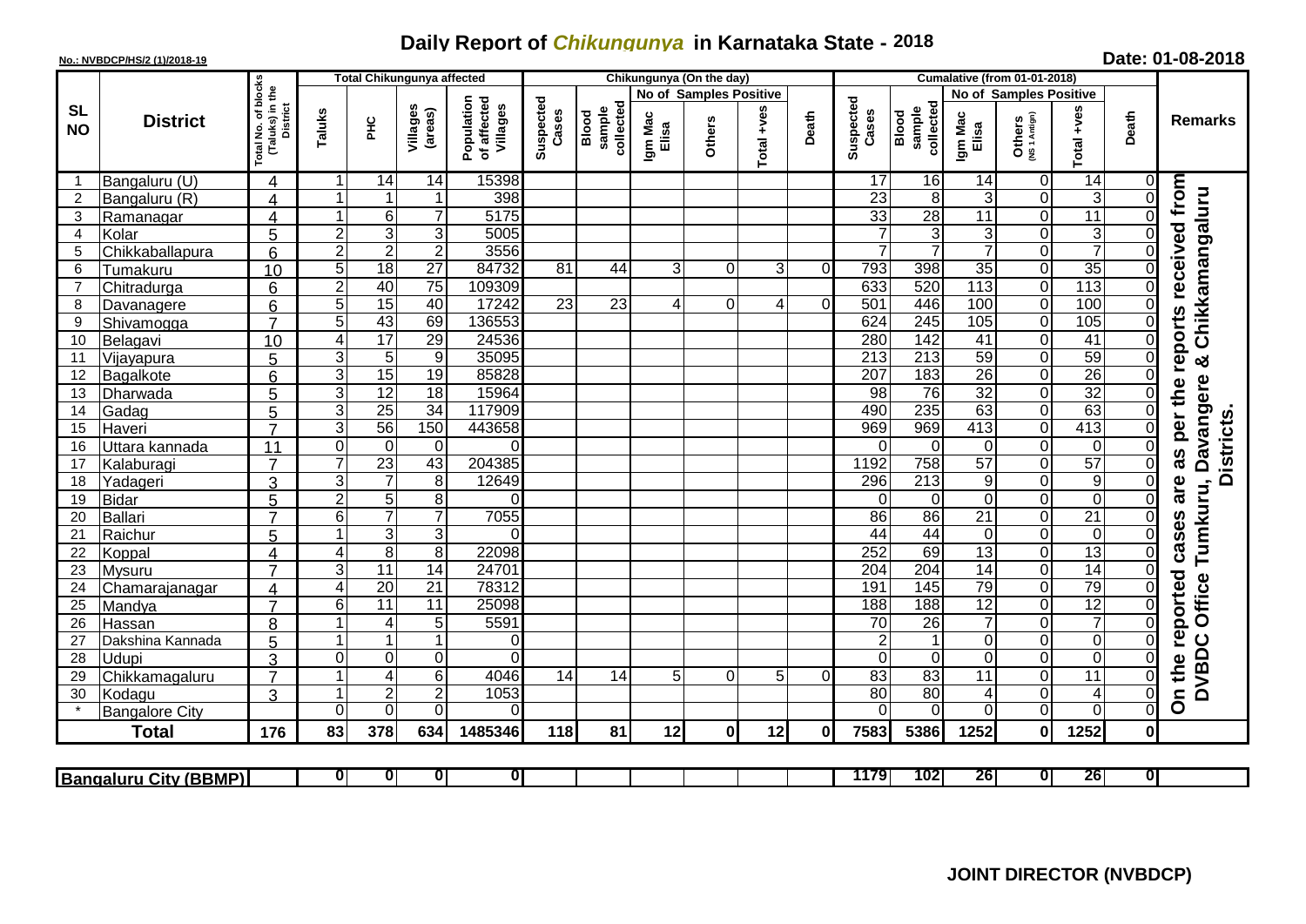# Daily Report of *Chikungunya* in Karnataka State - 2018

**No.: NVBDCP/HS/2 (1)/2018-19**

**Date: 01-08-2018**

| SL NO | District | Total No. of blocks (Taluks) in the District | Total Chikungunya affected | | | | Chikungunya (On the day) | | | | | | Cumalative (from 01-01-2018) | | | | | | Remarks |
|---|---|---|---|---|---|---|---|---|---|---|---|---|---|---|---|---|---|---|---|
| | | | Taluks | PHC | Villages (areas) | Population of affected Villages | Suspected Cases | Blood sample collected | No of Samples Positive | | | Death | Suspected Cases | Blood sample collected | No of Samples Positive | | | Death | |
| | | | | | | | | | Igm Mac Elisa | Others | Total +ves | | | | Igm Mac Elisa | Others (NS 1 Antign) | Total +ves | | |
| 1 | Bangaluru (U) | 4 | 1 | 14 | 14 | 15398 | | | | | | | 17 | 16 | 14 | 0 | 14 | 0 | On the reported cases are as per the reports received from DVBDC Office Tumkuru, Davangere & Chikkamangaluru Districts. |
| 2 | Bangaluru (R) | 4 | 1 | 1 | 1 | 398 | | | | | | | 23 | 8 | 3 | 0 | 3 | 0 | |
| 3 | Ramanagar | 4 | 1 | 6 | 7 | 5175 | | | | | | | 33 | 28 | 11 | 0 | 11 | 0 | |
| 4 | Kolar | 5 | 2 | 3 | 3 | 5005 | | | | | | | 7 | 3 | 3 | 0 | 3 | 0 | |
| 5 | Chikkaballapura | 6 | 2 | 2 | 2 | 3556 | | | | | | | 7 | 7 | 7 | 0 | 7 | 0 | |
| 6 | Tumakuru | 10 | 5 | 18 | 27 | 84732 | 81 | 44 | 3 | 0 | 3 | 0 | 793 | 398 | 35 | 0 | 35 | 0 | |
| 7 | Chitradurga | 6 | 2 | 40 | 75 | 109309 | | | | | | | 633 | 520 | 113 | 0 | 113 | 0 | |
| 8 | Davanagere | 6 | 5 | 15 | 40 | 17242 | 23 | 23 | 4 | 0 | 4 | 0 | 501 | 446 | 100 | 0 | 100 | 0 | |
| 9 | Shivamogga | 7 | 5 | 43 | 69 | 136553 | | | | | | | 624 | 245 | 105 | 0 | 105 | 0 | |
| 10 | Belagavi | 10 | 4 | 17 | 29 | 24536 | | | | | | | 280 | 142 | 41 | 0 | 41 | 0 | |
| 11 | Vijayapura | 5 | 3 | 5 | 9 | 35095 | | | | | | | 213 | 213 | 59 | 0 | 59 | 0 | |
| 12 | Bagalkote | 6 | 3 | 15 | 19 | 85828 | | | | | | | 207 | 183 | 26 | 0 | 26 | 0 | |
| 13 | Dharwada | 5 | 3 | 12 | 18 | 15964 | | | | | | | 98 | 76 | 32 | 0 | 32 | 0 | |
| 14 | Gadag | 5 | 3 | 25 | 34 | 117909 | | | | | | | 490 | 235 | 63 | 0 | 63 | 0 | |
| 15 | Haveri | 7 | 3 | 56 | 150 | 443658 | | | | | | | 969 | 969 | 413 | 0 | 413 | 0 | |
| 16 | Uttara kannada | 11 | 0 | 0 | 0 | 0 | | | | | | | 0 | 0 | 0 | 0 | 0 | 0 | |
| 17 | Kalaburagi | 7 | 7 | 23 | 43 | 204385 | | | | | | | 1192 | 758 | 57 | 0 | 57 | 0 | |
| 18 | Yadageri | 3 | 3 | 7 | 8 | 12649 | | | | | | | 296 | 213 | 9 | 0 | 9 | 0 | |
| 19 | Bidar | 5 | 2 | 5 | 8 | 0 | | | | | | | 0 | 0 | 0 | 0 | 0 | 0 | |
| 20 | Ballari | 7 | 6 | 7 | 7 | 7055 | | | | | | | 86 | 86 | 21 | 0 | 21 | 0 | |
| 21 | Raichur | 5 | 1 | 3 | 3 | 0 | | | | | | | 44 | 44 | 0 | 0 | 0 | 0 | |
| 22 | Koppal | 4 | 4 | 8 | 8 | 22098 | | | | | | | 252 | 69 | 13 | 0 | 13 | 0 | |
| 23 | Mysuru | 7 | 3 | 11 | 14 | 24701 | | | | | | | 204 | 204 | 14 | 0 | 14 | 0 | |
| 24 | Chamarajanagar | 4 | 4 | 20 | 21 | 78312 | | | | | | | 191 | 145 | 79 | 0 | 79 | 0 | |
| 25 | Mandya | 7 | 6 | 11 | 11 | 25098 | | | | | | | 188 | 188 | 12 | 0 | 12 | 0 | |
| 26 | Hassan | 8 | 1 | 4 | 5 | 5591 | | | | | | | 70 | 26 | 7 | 0 | 7 | 0 | |
| 27 | Dakshina Kannada | 5 | 1 | 1 | 1 | 0 | | | | | | | 2 | 1 | 0 | 0 | 0 | 0 | |
| 28 | Udupi | 3 | 0 | 0 | 0 | 0 | | | | | | | 0 | 0 | 0 | 0 | 0 | 0 | |
| 29 | Chikkamagaluru | 7 | 1 | 4 | 6 | 4046 | 14 | 14 | 5 | 0 | 5 | 0 | 83 | 83 | 11 | 0 | 11 | 0 | |
| 30 | Kodagu | 3 | 1 | 2 | 2 | 1053 | | | | | | | 80 | 80 | 4 | 0 | 4 | 0 | |
| * | Bangalore City | | 0 | 0 | 0 | 0 | | | | | | | 0 | 0 | 0 | 0 | 0 | 0 | |
| **Total** | | **176** | **83** | **378** | **634** | **1485346** | **118** | **81** | **12** | **0** | **12** | **0** | **7583** | **5386** | **1252** | **0** | **1252** | **0** | |

| | | | | | | | | | | | | | | | | | | |
|---|---|---|---|---|---|---|---|---|---|---|---|---|---|---|---|---|---|---|
| **Bangaluru City (BBMP)** | | **0** | **0** | **0** | **0** | | | | | | | **1179** | **102** | **26** | **0** | **26** | **0** | |

**JOINT DIRECTOR (NVBDCP)**